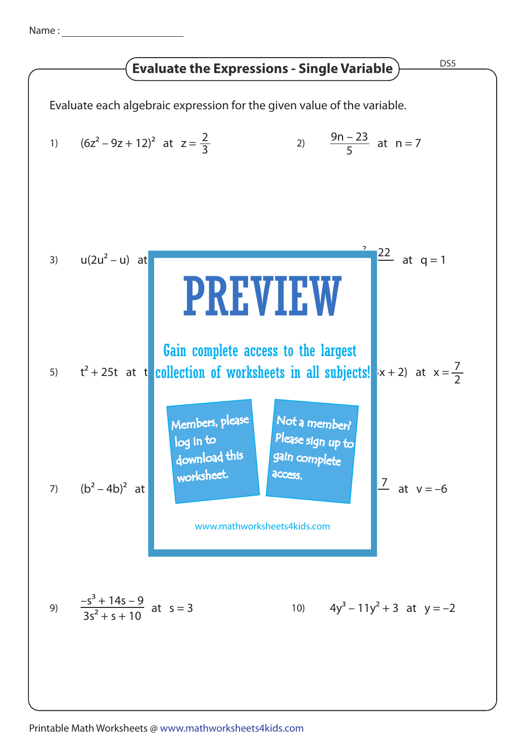Name : ____________________

# Evaluate the Expressions - Single Variable

DS5

Evaluate each algebraic expression for the given value of the variable.

1) $(6z^2 - 9z + 12)^2$ at $z = \frac{2}{3}$

2) $\frac{9n - 23}{5}$ at $n = 7$

3) $u(2u^2 - u)$ at

22 at $q = 1$

PREVIEW

Gain complete access to the largest collection of worksheets in all subjects!

Members, please log in to download this worksheet.

Not a member? Please sign up to gain complete access.

www.mathworksheets4kids.com

5) $t^2 + 25t$ at t

x + 2) at $x = \frac{7}{2}$

7) $(b^2 - 4b)^2$ at

7 at $v = -6$

9) $\frac{-s^3 + 14s - 9}{3s^2 + s + 10}$ at $s = 3$

10) $4y^3 - 11y^2 + 3$ at $y = -2$

Printable Math Worksheets @ www.mathworksheets4kids.com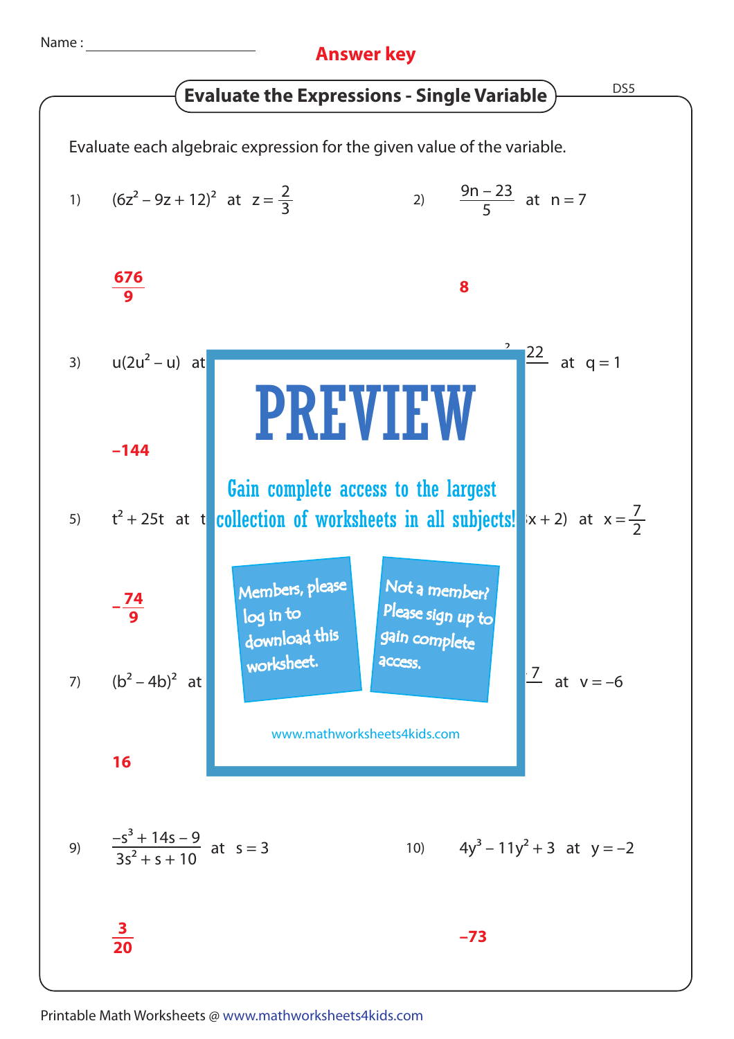Name : ____________________

**Answer key**

# Evaluate the Expressions - Single Variable

DS5

Evaluate each algebraic expression for the given value of the variable.

1) $(6z^2 - 9z + 12)^2$ at $z = \frac{2}{3}$

**$\frac{676}{9}$**

2) $\frac{9n - 23}{5}$ at $n = 7$

**8**

3) $u(2u^2 - u)$ at

**$-144$**

4) $\frac{\quad 22}{}$ at $q = 1$

5) $t^2 + 25t$ at t

**$-\frac{74}{9}$**

6) $x + 2)$ at $x = \frac{7}{2}$

7) $(b^2 - 4b)^2$ at

**16**

8) $7$ at $v = -6$

**PREVIEW**

Gain complete access to the largest collection of worksheets in all subjects!

Members, please log in to download this worksheet.

Not a member? Please sign up to gain complete access.

www.mathworksheets4kids.com

9) $\frac{-s^3 + 14s - 9}{3s^2 + s + 10}$ at $s = 3$

**$\frac{3}{20}$**

10) $4y^3 - 11y^2 + 3$ at $y = -2$

**$-73$**

Printable Math Worksheets @ www.mathworksheets4kids.com